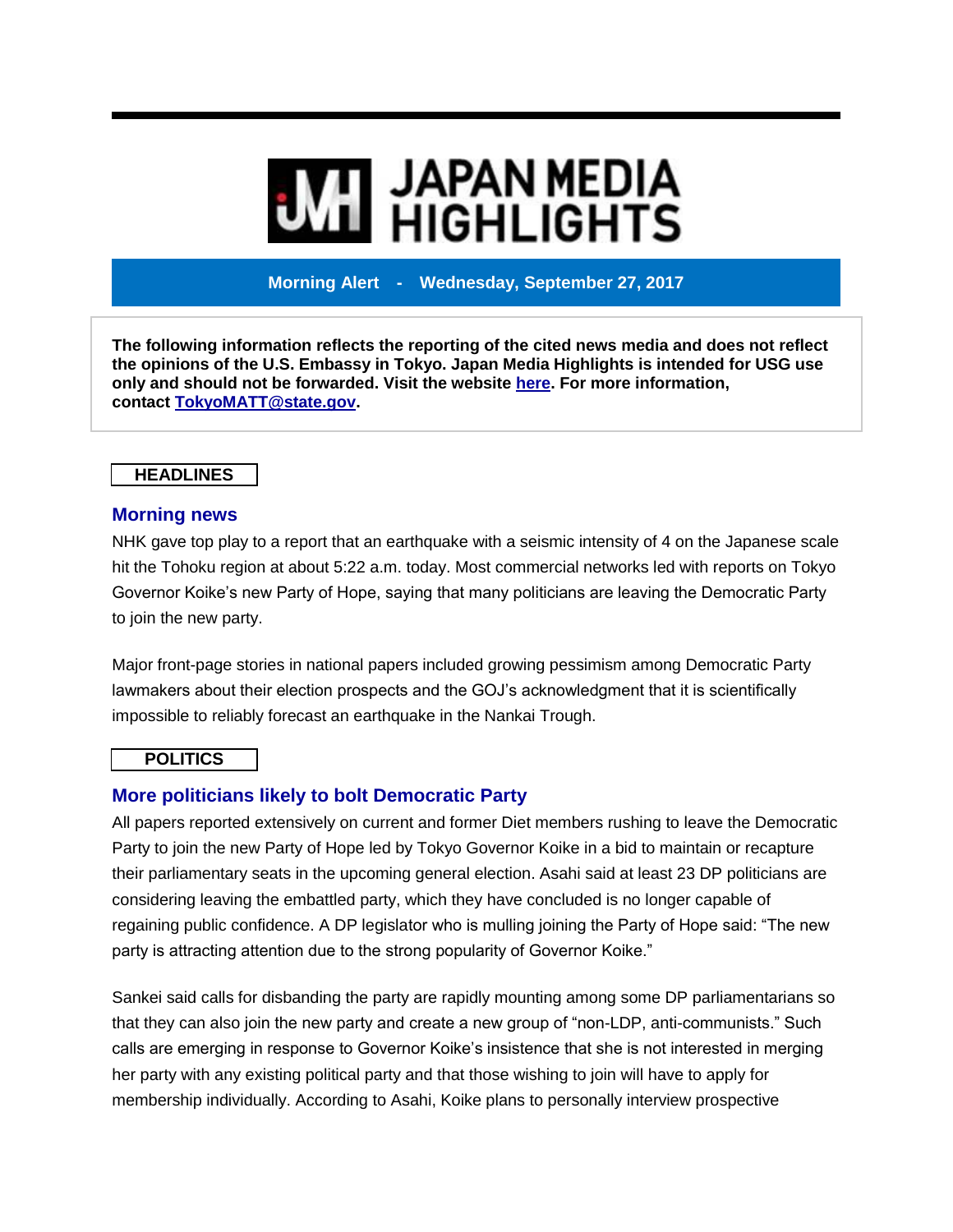# JAPAN MEDIA HIGHLIGHTS

**Morning Alert - Wednesday, September 27, 2017**

**The following information reflects the reporting of the cited news media and does not reflect the opinions of the U.S. Embassy in Tokyo. Japan Media Highlights is intended for USG use only and should not be forwarded. Visit the website [here](). For more information, contact [TokyoMATT@state.gov]().**

## HEADLINES

### Morning news

NHK gave top play to a report that an earthquake with a seismic intensity of 4 on the Japanese scale hit the Tohoku region at about 5:22 a.m. today. Most commercial networks led with reports on Tokyo Governor Koike's new Party of Hope, saying that many politicians are leaving the Democratic Party to join the new party.

Major front-page stories in national papers included growing pessimism among Democratic Party lawmakers about their election prospects and the GOJ's acknowledgment that it is scientifically impossible to reliably forecast an earthquake in the Nankai Trough.

## POLITICS

### More politicians likely to bolt Democratic Party

All papers reported extensively on current and former Diet members rushing to leave the Democratic Party to join the new Party of Hope led by Tokyo Governor Koike in a bid to maintain or recapture their parliamentary seats in the upcoming general election. Asahi said at least 23 DP politicians are considering leaving the embattled party, which they have concluded is no longer capable of regaining public confidence. A DP legislator who is mulling joining the Party of Hope said: "The new party is attracting attention due to the strong popularity of Governor Koike."

Sankei said calls for disbanding the party are rapidly mounting among some DP parliamentarians so that they can also join the new party and create a new group of "non-LDP, anti-communists." Such calls are emerging in response to Governor Koike's insistence that she is not interested in merging her party with any existing political party and that those wishing to join will have to apply for membership individually. According to Asahi, Koike plans to personally interview prospective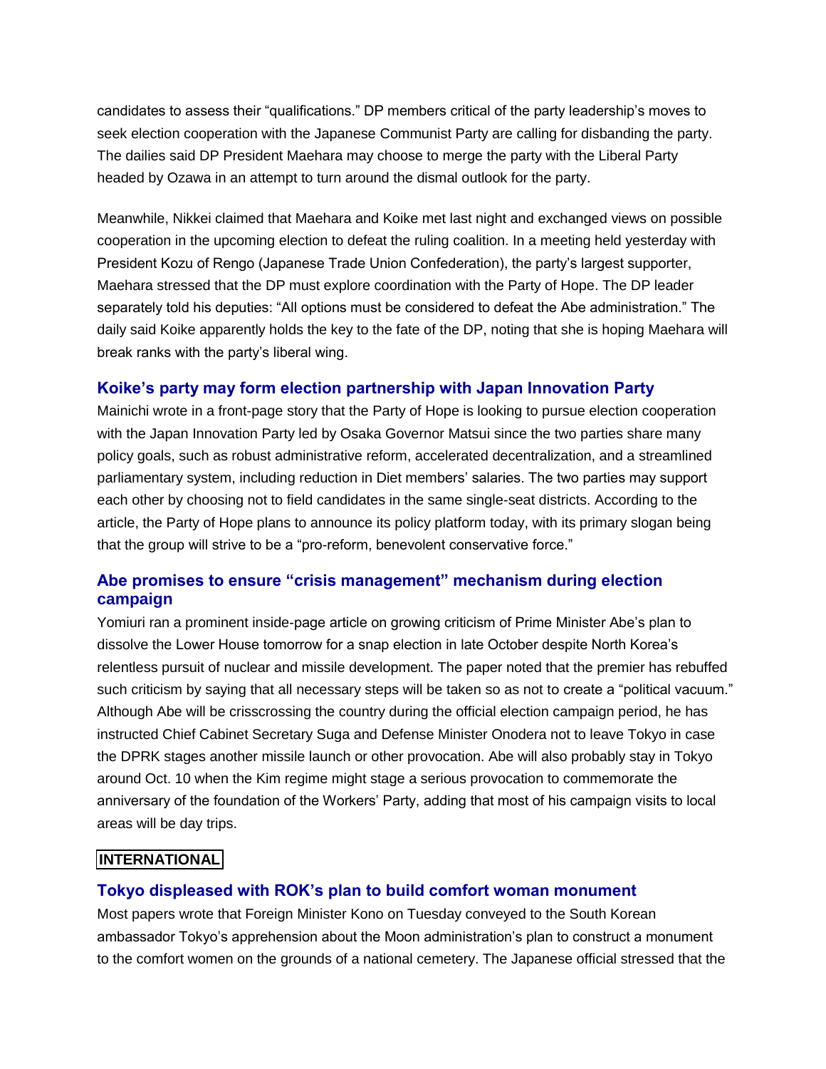candidates to assess their "qualifications." DP members critical of the party leadership's moves to seek election cooperation with the Japanese Communist Party are calling for disbanding the party. The dailies said DP President Maehara may choose to merge the party with the Liberal Party headed by Ozawa in an attempt to turn around the dismal outlook for the party.

Meanwhile, Nikkei claimed that Maehara and Koike met last night and exchanged views on possible cooperation in the upcoming election to defeat the ruling coalition. In a meeting held yesterday with President Kozu of Rengo (Japanese Trade Union Confederation), the party's largest supporter, Maehara stressed that the DP must explore coordination with the Party of Hope. The DP leader separately told his deputies: "All options must be considered to defeat the Abe administration." The daily said Koike apparently holds the key to the fate of the DP, noting that she is hoping Maehara will break ranks with the party's liberal wing.

### Koike's party may form election partnership with Japan Innovation Party

Mainichi wrote in a front-page story that the Party of Hope is looking to pursue election cooperation with the Japan Innovation Party led by Osaka Governor Matsui since the two parties share many policy goals, such as robust administrative reform, accelerated decentralization, and a streamlined parliamentary system, including reduction in Diet members' salaries. The two parties may support each other by choosing not to field candidates in the same single-seat districts. According to the article, the Party of Hope plans to announce its policy platform today, with its primary slogan being that the group will strive to be a "pro-reform, benevolent conservative force."

### Abe promises to ensure "crisis management" mechanism during election campaign

Yomiuri ran a prominent inside-page article on growing criticism of Prime Minister Abe's plan to dissolve the Lower House tomorrow for a snap election in late October despite North Korea's relentless pursuit of nuclear and missile development. The paper noted that the premier has rebuffed such criticism by saying that all necessary steps will be taken so as not to create a "political vacuum." Although Abe will be crisscrossing the country during the official election campaign period, he has instructed Chief Cabinet Secretary Suga and Defense Minister Onodera not to leave Tokyo in case the DPRK stages another missile launch or other provocation. Abe will also probably stay in Tokyo around Oct. 10 when the Kim regime might stage a serious provocation to commemorate the anniversary of the foundation of the Workers' Party, adding that most of his campaign visits to local areas will be day trips.

## INTERNATIONAL

### Tokyo displeased with ROK's plan to build comfort woman monument

Most papers wrote that Foreign Minister Kono on Tuesday conveyed to the South Korean ambassador Tokyo's apprehension about the Moon administration's plan to construct a monument to the comfort women on the grounds of a national cemetery. The Japanese official stressed that the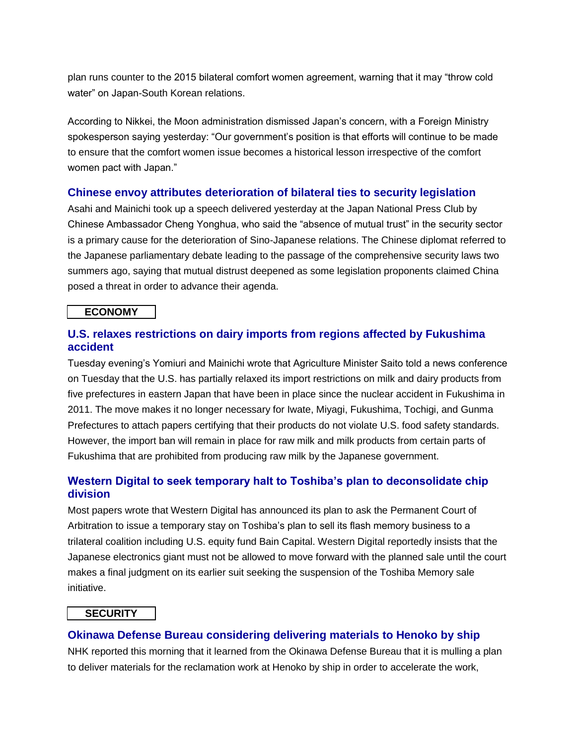plan runs counter to the 2015 bilateral comfort women agreement, warning that it may "throw cold water" on Japan-South Korean relations.

According to Nikkei, the Moon administration dismissed Japan's concern, with a Foreign Ministry spokesperson saying yesterday: "Our government's position is that efforts will continue to be made to ensure that the comfort women issue becomes a historical lesson irrespective of the comfort women pact with Japan."

### Chinese envoy attributes deterioration of bilateral ties to security legislation

Asahi and Mainichi took up a speech delivered yesterday at the Japan National Press Club by Chinese Ambassador Cheng Yonghua, who said the "absence of mutual trust" in the security sector is a primary cause for the deterioration of Sino-Japanese relations. The Chinese diplomat referred to the Japanese parliamentary debate leading to the passage of the comprehensive security laws two summers ago, saying that mutual distrust deepened as some legislation proponents claimed China posed a threat in order to advance their agenda.

## ECONOMY

### U.S. relaxes restrictions on dairy imports from regions affected by Fukushima accident

Tuesday evening's Yomiuri and Mainichi wrote that Agriculture Minister Saito told a news conference on Tuesday that the U.S. has partially relaxed its import restrictions on milk and dairy products from five prefectures in eastern Japan that have been in place since the nuclear accident in Fukushima in 2011. The move makes it no longer necessary for Iwate, Miyagi, Fukushima, Tochigi, and Gunma Prefectures to attach papers certifying that their products do not violate U.S. food safety standards. However, the import ban will remain in place for raw milk and milk products from certain parts of Fukushima that are prohibited from producing raw milk by the Japanese government.

### Western Digital to seek temporary halt to Toshiba's plan to deconsolidate chip division

Most papers wrote that Western Digital has announced its plan to ask the Permanent Court of Arbitration to issue a temporary stay on Toshiba's plan to sell its flash memory business to a trilateral coalition including U.S. equity fund Bain Capital. Western Digital reportedly insists that the Japanese electronics giant must not be allowed to move forward with the planned sale until the court makes a final judgment on its earlier suit seeking the suspension of the Toshiba Memory sale initiative.

## SECURITY

### Okinawa Defense Bureau considering delivering materials to Henoko by ship

NHK reported this morning that it learned from the Okinawa Defense Bureau that it is mulling a plan to deliver materials for the reclamation work at Henoko by ship in order to accelerate the work,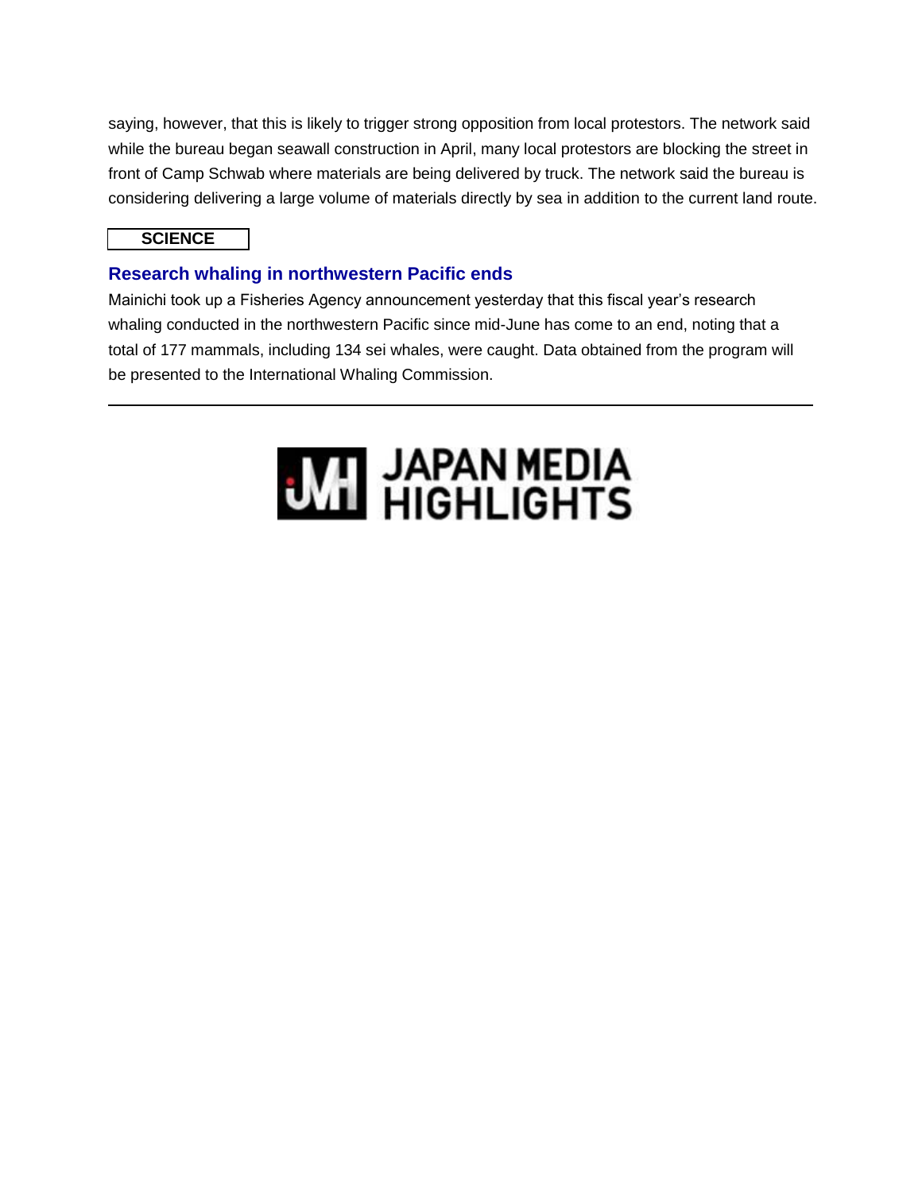saying, however, that this is likely to trigger strong opposition from local protestors. The network said while the bureau began seawall construction in April, many local protestors are blocking the street in front of Camp Schwab where materials are being delivered by truck. The network said the bureau is considering delivering a large volume of materials directly by sea in addition to the current land route.

**SCIENCE**

### Research whaling in northwestern Pacific ends

Mainichi took up a Fisheries Agency announcement yesterday that this fiscal year's research whaling conducted in the northwestern Pacific since mid-June has come to an end, noting that a total of 177 mammals, including 134 sei whales, were caught. Data obtained from the program will be presented to the International Whaling Commission.

---

JMH JAPAN MEDIA HIGHLIGHTS